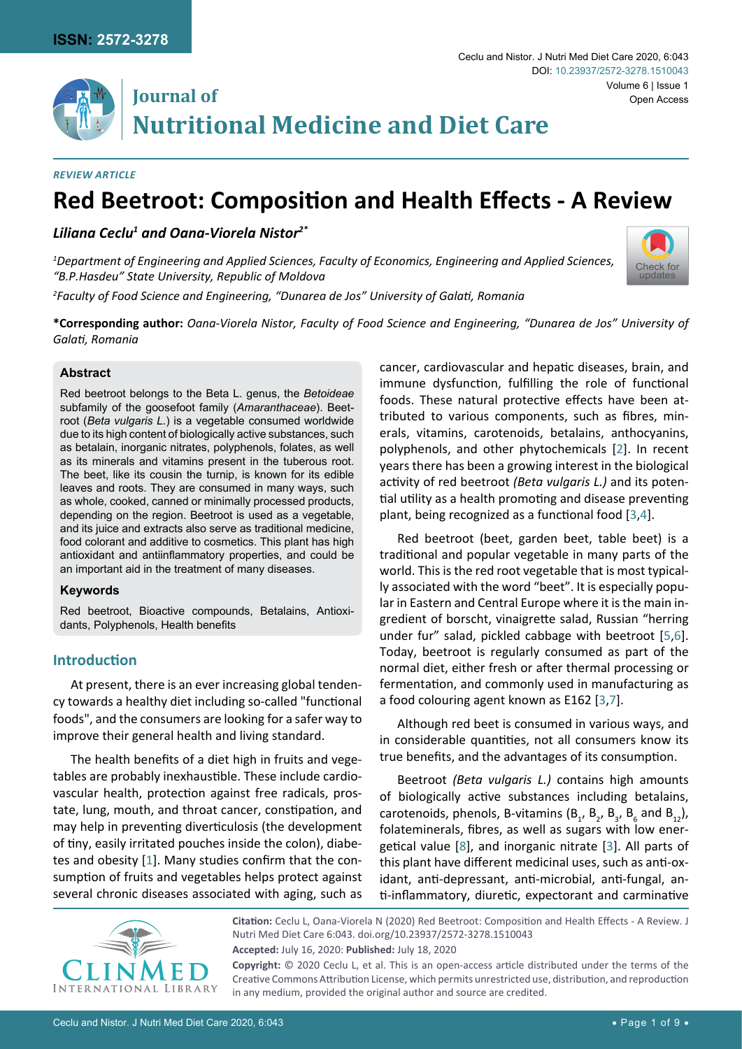*REVIEW ARTICLE*

# Red Beetroot: Composition and Health Effects - A Review

***Liliana Ceclu[1] and Oana-Viorela Nistor[2*]***

*[1]Department of Engineering and Applied Sciences, Faculty of Economics, Engineering and Applied Sciences, "B.P.Hasdeu" State University, Republic of Moldova*

*[2]Faculty of Food Science and Engineering, "Dunarea de Jos" University of Galati, Romania*

**\*Corresponding author:** *Oana-Viorela Nistor, Faculty of Food Science and Engineering, "Dunarea de Jos" University of Galati, Romania*

### Abstract

Red beetroot belongs to the Beta L. genus, the *Betoideae* subfamily of the goosefoot family (*Amaranthaceae*). Beetroot (*Beta vulgaris L.*) is a vegetable consumed worldwide due to its high content of biologically active substances, such as betalain, inorganic nitrates, polyphenols, folates, as well as its minerals and vitamins present in the tuberous root. The beet, like its cousin the turnip, is known for its edible leaves and roots. They are consumed in many ways, such as whole, cooked, canned or minimally processed products, depending on the region. Beetroot is used as a vegetable, and its juice and extracts also serve as traditional medicine, food colorant and additive to cosmetics. This plant has high antioxidant and antiinflammatory properties, and could be an important aid in the treatment of many diseases.

### Keywords

Red beetroot, Bioactive compounds, Betalains, Antioxidants, Polyphenols, Health benefits

## Introduction

At present, there is an ever increasing global tendency towards a healthy diet including so-called "functional foods", and the consumers are looking for a safer way to improve their general health and living standard.

The health benefits of a diet high in fruits and vegetables are probably inexhaustible. These include cardiovascular health, protection against free radicals, prostate, lung, mouth, and throat cancer, constipation, and may help in preventing diverticulosis (the development of tiny, easily irritated pouches inside the colon), diabetes and obesity [1]. Many studies confirm that the consumption of fruits and vegetables helps protect against several chronic diseases associated with aging, such as cancer, cardiovascular and hepatic diseases, brain, and immune dysfunction, fulfilling the role of functional foods. These natural protective effects have been attributed to various components, such as fibres, minerals, vitamins, carotenoids, betalains, anthocyanins, polyphenols, and other phytochemicals [2]. In recent years there has been a growing interest in the biological activity of red beetroot *(Beta vulgaris L.)* and its potential utility as a health promoting and disease preventing plant, being recognized as a functional food [3,4].

Red beetroot (beet, garden beet, table beet) is a traditional and popular vegetable in many parts of the world. This is the red root vegetable that is most typically associated with the word "beet". It is especially popular in Eastern and Central Europe where it is the main ingredient of borscht, vinaigrette salad, Russian "herring under fur" salad, pickled cabbage with beetroot [5,6]. Today, beetroot is regularly consumed as part of the normal diet, either fresh or after thermal processing or fermentation, and commonly used in manufacturing as a food colouring agent known as E162 [3,7].

Although red beet is consumed in various ways, and in considerable quantities, not all consumers know its true benefits, and the advantages of its consumption.

Beetroot *(Beta vulgaris L.)* contains high amounts of biologically active substances including betalains, carotenoids, phenols, B-vitamins ($B_1$, $B_2$, $B_3$, $B_6$ and $B_{12}$), folateminerals, fibres, as well as sugars with low energetical value [8], and inorganic nitrate [3]. All parts of this plant have different medicinal uses, such as anti-oxidant, anti-depressant, anti-microbial, anti-fungal, anti-inflammatory, diuretic, expectorant and carminative

**Citation:** Ceclu L, Oana-Viorela N (2020) Red Beetroot: Composition and Health Effects - A Review. J Nutri Med Diet Care 6:043. doi.org/10.23937/2572-3278.1510043

**Accepted:** July 16, 2020: **Published:** July 18, 2020

**Copyright:** © 2020 Ceclu L, et al. This is an open-access article distributed under the terms of the Creative Commons Attribution License, which permits unrestricted use, distribution, and reproduction in any medium, provided the original author and source are credited.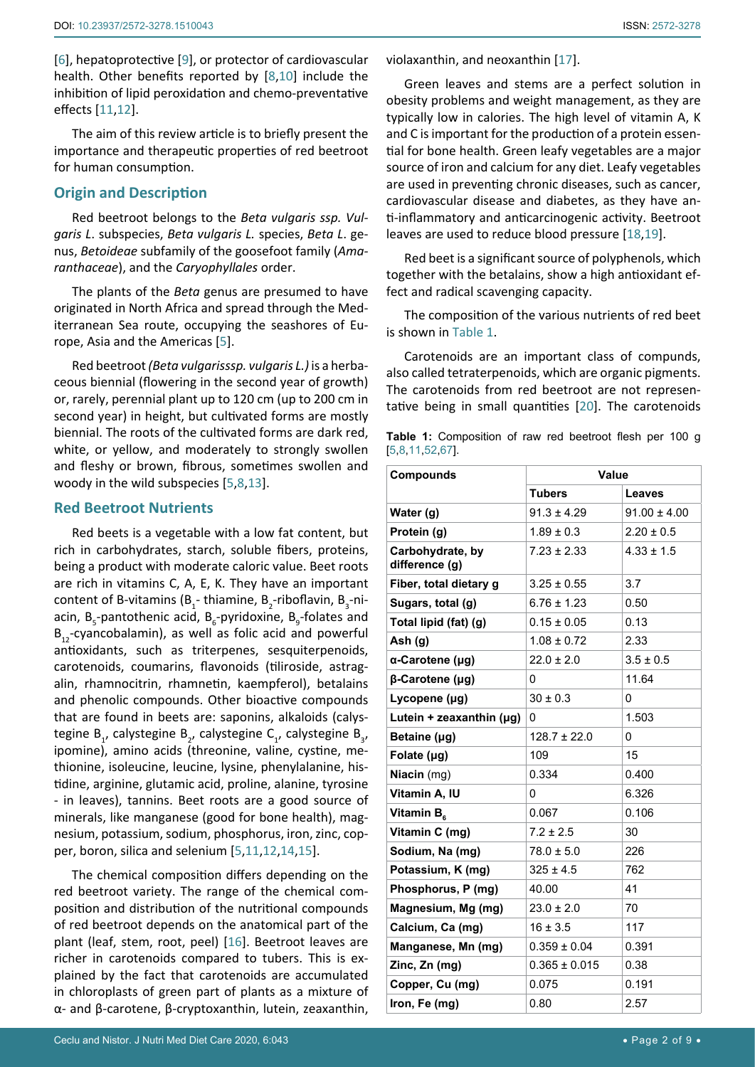[6], hepatoprotective [9], or protector of cardiovascular health. Other benefits reported by [8,10] include the inhibition of lipid peroxidation and chemo-preventative effects [11,12].

The aim of this review article is to briefly present the importance and therapeutic properties of red beetroot for human consumption.

## Origin and Description

Red beetroot belongs to the *Beta vulgaris ssp. Vulgaris L*. subspecies, *Beta vulgaris L.* species, *Beta L*. genus, *Betoideae* subfamily of the goosefoot family (*Amaranthaceae*), and the *Caryophyllales* order.

The plants of the *Beta* genus are presumed to have originated in North Africa and spread through the Mediterranean Sea route, occupying the seashores of Europe, Asia and the Americas [5].

Red beetroot *(Beta vulgarisssp. vulgaris L.)* is a herbaceous biennial (flowering in the second year of growth) or, rarely, perennial plant up to 120 cm (up to 200 cm in second year) in height, but cultivated forms are mostly biennial. The roots of the cultivated forms are dark red, white, or yellow, and moderately to strongly swollen and fleshy or brown, fibrous, sometimes swollen and woody in the wild subspecies [5,8,13].

## Red Beetroot Nutrients

Red beets is a vegetable with a low fat content, but rich in carbohydrates, starch, soluble fibers, proteins, being a product with moderate caloric value. Beet roots are rich in vitamins C, A, E, K. They have an important content of B-vitamins ($B_1$- thiamine, $B_2$-riboflavin, $B_3$-niacin, $B_5$-pantothenic acid, $B_6$-pyridoxine, $B_9$-folates and $B_{12}$-cyancobalamin), as well as folic acid and powerful antioxidants, such as triterpenes, sesquiterpenoids, carotenoids, coumarins, flavonoids (tiliroside, astragalin, rhamnocitrin, rhamnetin, kaempferol), betalains and phenolic compounds. Other bioactive compounds that are found in beets are: saponins, alkaloids (calystegine $B_1$, calystegine $B_2$, calystegine $C_1$, calystegine $B_3$, ipomine), amino acids (threonine, valine, cystine, methionine, isoleucine, leucine, lysine, phenylalanine, histidine, arginine, glutamic acid, proline, alanine, tyrosine - in leaves), tannins. Beet roots are a good source of minerals, like manganese (good for bone health), magnesium, potassium, sodium, phosphorus, iron, zinc, copper, boron, silica and selenium [5,11,12,14,15].

The chemical composition differs depending on the red beetroot variety. The range of the chemical composition and distribution of the nutritional compounds of red beetroot depends on the anatomical part of the plant (leaf, stem, root, peel) [16]. Beetroot leaves are richer in carotenoids compared to tubers. This is explained by the fact that carotenoids are accumulated in chloroplasts of green part of plants as a mixture of α- and β-carotene, β-cryptoxanthin, lutein, zeaxanthin, violaxanthin, and neoxanthin [17].

Green leaves and stems are a perfect solution in obesity problems and weight management, as they are typically low in calories. The high level of vitamin A, K and C is important for the production of a protein essential for bone health. Green leafy vegetables are a major source of iron and calcium for any diet. Leafy vegetables are used in preventing chronic diseases, such as cancer, cardiovascular disease and diabetes, as they have anti-inflammatory and anticarcinogenic activity. Beetroot leaves are used to reduce blood pressure [18,19].

Red beet is a significant source of polyphenols, which together with the betalains, show a high antioxidant effect and radical scavenging capacity.

The composition of the various nutrients of red beet is shown in Table 1.

Carotenoids are an important class of compunds, also called tetraterpenoids, which are organic pigments. The carotenoids from red beetroot are not representative being in small quantities [20]. The carotenoids

**Table 1:** Composition of raw red beetroot flesh per 100 g [5,8,11,52,67].

| Compounds | Value | |
|---|---|---|
| | **Tubers** | **Leaves** |
| **Water (g)** | 91.3 ± 4.29 | 91.00 ± 4.00 |
| **Protein (g)** | 1.89 ± 0.3 | 2.20 ± 0.5 |
| **Carbohydrate, by difference (g)** | 7.23 ± 2.33 | 4.33 ± 1.5 |
| **Fiber, total dietary g** | 3.25 ± 0.55 | 3.7 |
| **Sugars, total (g)** | 6.76 ± 1.23 | 0.50 |
| **Total lipid (fat) (g)** | 0.15 ± 0.05 | 0.13 |
| **Ash (g)** | 1.08 ± 0.72 | 2.33 |
| **α-Carotene (µg)** | 22.0 ± 2.0 | 3.5 ± 0.5 |
| **β-Carotene (µg)** | 0 | 11.64 |
| **Lycopene (µg)** | 30 ± 0.3 | 0 |
| **Lutein + zeaxanthin (µg)** | 0 | 1.503 |
| **Betaine (µg)** | 128.7 ± 22.0 | 0 |
| **Folate (µg)** | 109 | 15 |
| **Niacin** (mg) | 0.334 | 0.400 |
| **Vitamin A, IU** | 0 | 6.326 |
| **Vitamin $B_6$** | 0.067 | 0.106 |
| **Vitamin C (mg)** | 7.2 ± 2.5 | 30 |
| **Sodium, Na (mg)** | 78.0 ± 5.0 | 226 |
| **Potassium, K (mg)** | 325 ± 4.5 | 762 |
| **Phosphorus, P (mg)** | 40.00 | 41 |
| **Magnesium, Mg (mg)** | 23.0 ± 2.0 | 70 |
| **Calcium, Ca (mg)** | 16 ± 3.5 | 117 |
| **Manganese, Mn (mg)** | 0.359 ± 0.04 | 0.391 |
| **Zinc, Zn (mg)** | 0.365 ± 0.015 | 0.38 |
| **Copper, Cu (mg)** | 0.075 | 0.191 |
| **Iron, Fe (mg)** | 0.80 | 2.57 |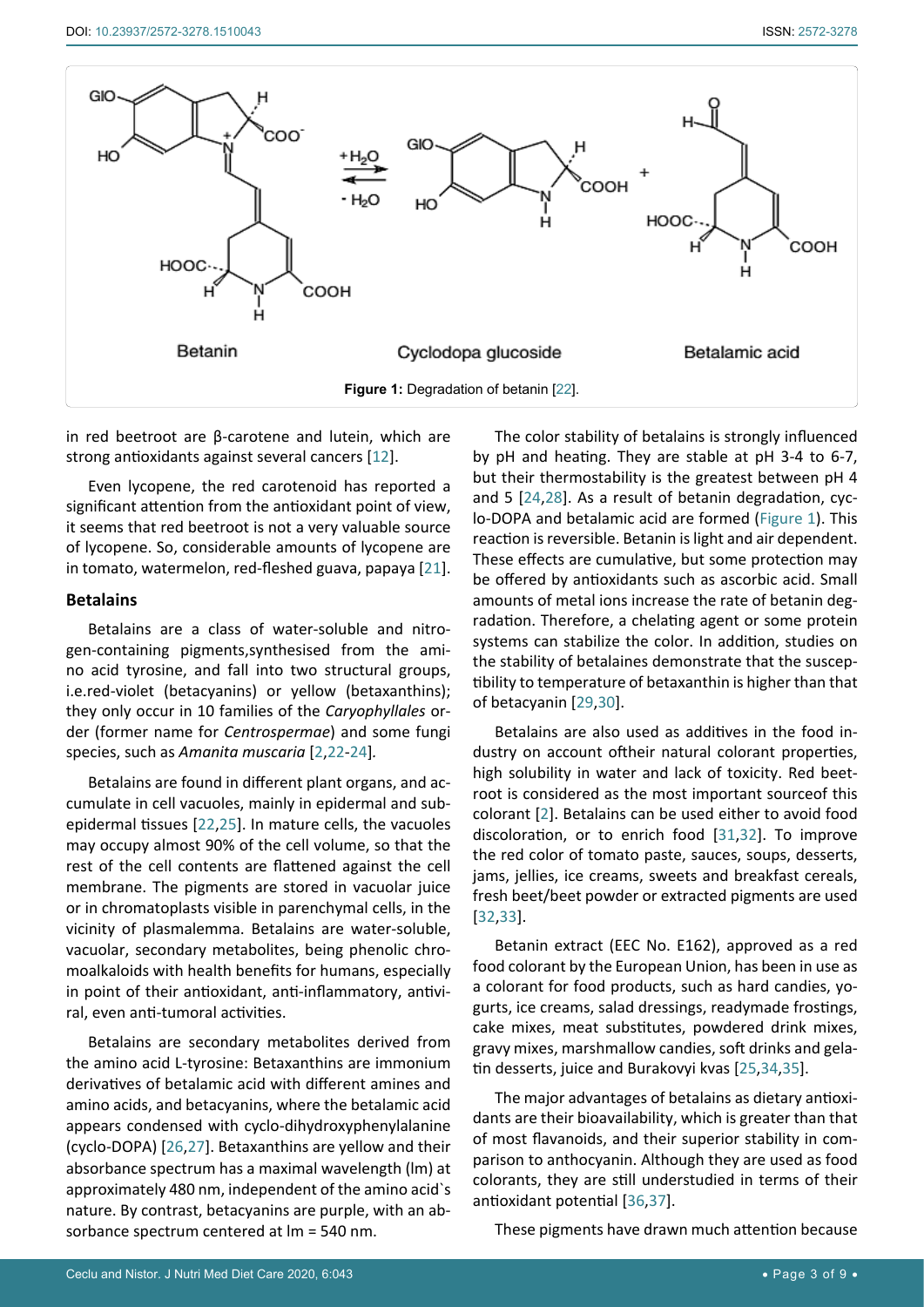Figure 1: Degradation of betanin [22].

in red beetroot are β-carotene and lutein, which are strong antioxidants against several cancers [12].

Even lycopene, the red carotenoid has reported a significant attention from the antioxidant point of view, it seems that red beetroot is not a very valuable source of lycopene. So, considerable amounts of lycopene are in tomato, watermelon, red-fleshed guava, papaya [21].

## Betalains

Betalains are a class of water-soluble and nitrogen-containing pigments,synthesised from the amino acid tyrosine, and fall into two structural groups, i.e.red-violet (betacyanins) or yellow (betaxanthins); they only occur in 10 families of the *Caryophyllales* order (former name for *Centrospermae*) and some fungi species, such as *Amanita muscaria* [2,22-24].

Betalains are found in different plant organs, and accumulate in cell vacuoles, mainly in epidermal and subepidermal tissues [22,25]. In mature cells, the vacuoles may occupy almost 90% of the cell volume, so that the rest of the cell contents are flattened against the cell membrane. The pigments are stored in vacuolar juice or in chromatoplasts visible in parenchymal cells, in the vicinity of plasmalemma. Betalains are water-soluble, vacuolar, secondary metabolites, being phenolic chromoalkaloids with health benefits for humans, especially in point of their antioxidant, anti-inflammatory, antiviral, even anti-tumoral activities.

Betalains are secondary metabolites derived from the amino acid L-tyrosine: Betaxanthins are immonium derivatives of betalamic acid with different amines and amino acids, and betacyanins, where the betalamic acid appears condensed with cyclo-dihydroxyphenylalanine (cyclo-DOPA) [26,27]. Betaxanthins are yellow and their absorbance spectrum has a maximal wavelength (lm) at approximately 480 nm, independent of the amino acid`s nature. By contrast, betacyanins are purple, with an absorbance spectrum centered at lm = 540 nm.

The color stability of betalains is strongly influenced by pH and heating. They are stable at pH 3-4 to 6-7, but their thermostability is the greatest between pH 4 and 5 [24,28]. As a result of betanin degradation, cyclo-DOPA and betalamic acid are formed (Figure 1). This reaction is reversible. Betanin is light and air dependent. These effects are cumulative, but some protection may be offered by antioxidants such as ascorbic acid. Small amounts of metal ions increase the rate of betanin degradation. Therefore, a chelating agent or some protein systems can stabilize the color. In addition, studies on the stability of betalaines demonstrate that the susceptibility to temperature of betaxanthin is higher than that of betacyanin [29,30].

Betalains are also used as additives in the food industry on account oftheir natural colorant properties, high solubility in water and lack of toxicity. Red beetroot is considered as the most important sourceof this colorant [2]. Betalains can be used either to avoid food discoloration, or to enrich food [31,32]. To improve the red color of tomato paste, sauces, soups, desserts, jams, jellies, ice creams, sweets and breakfast cereals, fresh beet/beet powder or extracted pigments are used [32,33].

Betanin extract (EEC No. E162), approved as a red food colorant by the European Union, has been in use as a colorant for food products, such as hard candies, yogurts, ice creams, salad dressings, readymade frostings, cake mixes, meat substitutes, powdered drink mixes, gravy mixes, marshmallow candies, soft drinks and gelatin desserts, juice and Burakovyi kvas [25,34,35].

The major advantages of betalains as dietary antioxidants are their bioavailability, which is greater than that of most flavanoids, and their superior stability in comparison to anthocyanin. Although they are used as food colorants, they are still understudied in terms of their antioxidant potential [36,37].

These pigments have drawn much attention because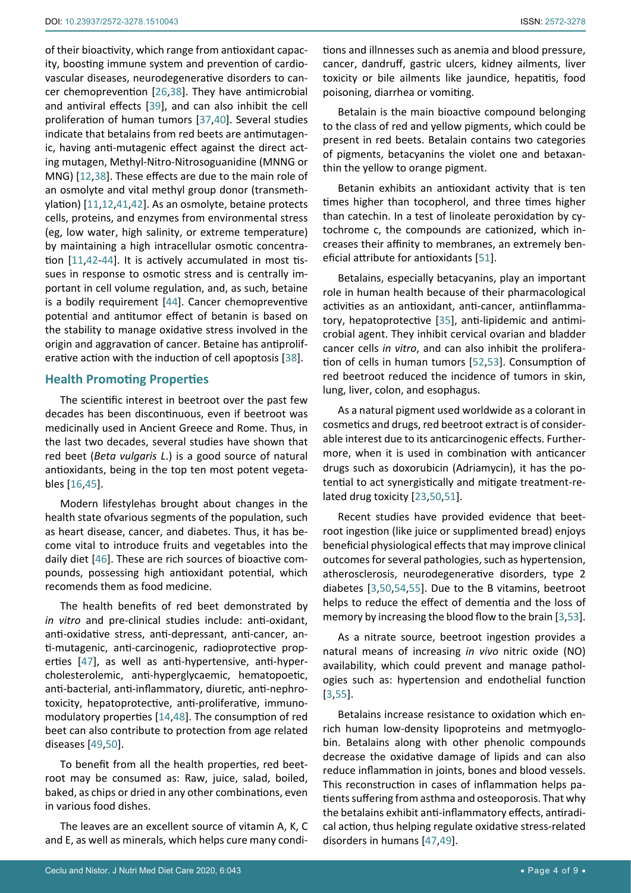of their bioactivity, which range from antioxidant capacity, boosting immune system and prevention of cardiovascular diseases, neurodegenerative disorders to cancer chemoprevention [26,38]. They have antimicrobial and antiviral effects [39], and can also inhibit the cell proliferation of human tumors [37,40]. Several studies indicate that betalains from red beets are antimutagenic, having anti-mutagenic effect against the direct acting mutagen, Methyl-Nitro-Nitrosoguanidine (MNNG or MNG) [12,38]. These effects are due to the main role of an osmolyte and vital methyl group donor (transmethylation) [11,12,41,42]. As an osmolyte, betaine protects cells, proteins, and enzymes from environmental stress (eg, low water, high salinity, or extreme temperature) by maintaining a high intracellular osmotic concentration [11,42-44]. It is actively accumulated in most tissues in response to osmotic stress and is centrally important in cell volume regulation, and, as such, betaine is a bodily requirement [44]. Cancer chemopreventive potential and antitumor effect of betanin is based on the stability to manage oxidative stress involved in the origin and aggravation of cancer. Betaine has antiproliferative action with the induction of cell apoptosis [38].

## Health Promoting Properties

The scientific interest in beetroot over the past few decades has been discontinuous, even if beetroot was medicinally used in Ancient Greece and Rome. Thus, in the last two decades, several studies have shown that red beet (*Beta vulgaris L.*) is a good source of natural antioxidants, being in the top ten most potent vegetables [16,45].

Modern lifestylehas brought about changes in the health state ofvarious segments of the population, such as heart disease, cancer, and diabetes. Thus, it has become vital to introduce fruits and vegetables into the daily diet [46]. These are rich sources of bioactive compounds, possessing high antioxidant potential, which recomends them as food medicine.

The health benefits of red beet demonstrated by *in vitro* and pre-clinical studies include: anti-oxidant, anti-oxidative stress, anti-depressant, anti-cancer, anti-mutagenic, anti-carcinogenic, radioprotective properties [47], as well as anti-hypertensive, anti-hypercholesterolemic, anti-hyperglycaemic, hematopoetic, anti-bacterial, anti-inflammatory, diuretic, anti-nephrotoxicity, hepatoprotective, anti-proliferative, immunomodulatory properties [14,48]. The consumption of red beet can also contribute to protection from age related diseases [49,50].

To benefit from all the health properties, red beetroot may be consumed as: Raw, juice, salad, boiled, baked, as chips or dried in any other combinations, even in various food dishes.

The leaves are an excellent source of vitamin A, K, C and E, as well as minerals, which helps cure many conditions and illnesses such as anemia and blood pressure, cancer, dandruff, gastric ulcers, kidney ailments, liver toxicity or bile ailments like jaundice, hepatitis, food poisoning, diarrhea or vomiting.

Betalain is the main bioactive compound belonging to the class of red and yellow pigments, which could be present in red beets. Betalain contains two categories of pigments, betacyanins the violet one and betaxanthin the yellow to orange pigment.

Betanin exhibits an antioxidant activity that is ten times higher than tocopherol, and three times higher than catechin. In a test of linoleate peroxidation by cytochrome c, the compounds are cationized, which increases their affinity to membranes, an extremely beneficial attribute for antioxidants [51].

Betalains, especially betacyanins, play an important role in human health because of their pharmacological activities as an antioxidant, anti-cancer, antiinflammatory, hepatoprotective [35], anti-lipidemic and antimicrobial agent. They inhibit cervical ovarian and bladder cancer cells *in vitro*, and can also inhibit the proliferation of cells in human tumors [52,53]. Consumption of red beetroot reduced the incidence of tumors in skin, lung, liver, colon, and esophagus.

As a natural pigment used worldwide as a colorant in cosmetics and drugs, red beetroot extract is of considerable interest due to its anticarcinogenic effects. Furthermore, when it is used in combination with anticancer drugs such as doxorubicin (Adriamycin), it has the potential to act synergistically and mitigate treatment-related drug toxicity [23,50,51].

Recent studies have provided evidence that beetroot ingestion (like juice or supplimented bread) enjoys beneficial physiological effects that may improve clinical outcomes for several pathologies, such as hypertension, atherosclerosis, neurodegenerative disorders, type 2 diabetes [3,50,54,55]. Due to the B vitamins, beetroot helps to reduce the effect of dementia and the loss of memory by increasing the blood flow to the brain [3,53].

As a nitrate source, beetroot ingestion provides a natural means of increasing *in vivo* nitric oxide (NO) availability, which could prevent and manage pathologies such as: hypertension and endothelial function [3,55].

Betalains increase resistance to oxidation which enrich human low-density lipoproteins and metmyoglobin. Betalains along with other phenolic compounds decrease the oxidative damage of lipids and can also reduce inflammation in joints, bones and blood vessels. This reconstruction in cases of inflammation helps patients suffering from asthma and osteoporosis. That why the betalains exhibit anti-inflammatory effects, antiradical action, thus helping regulate oxidative stress-related disorders in humans [47,49].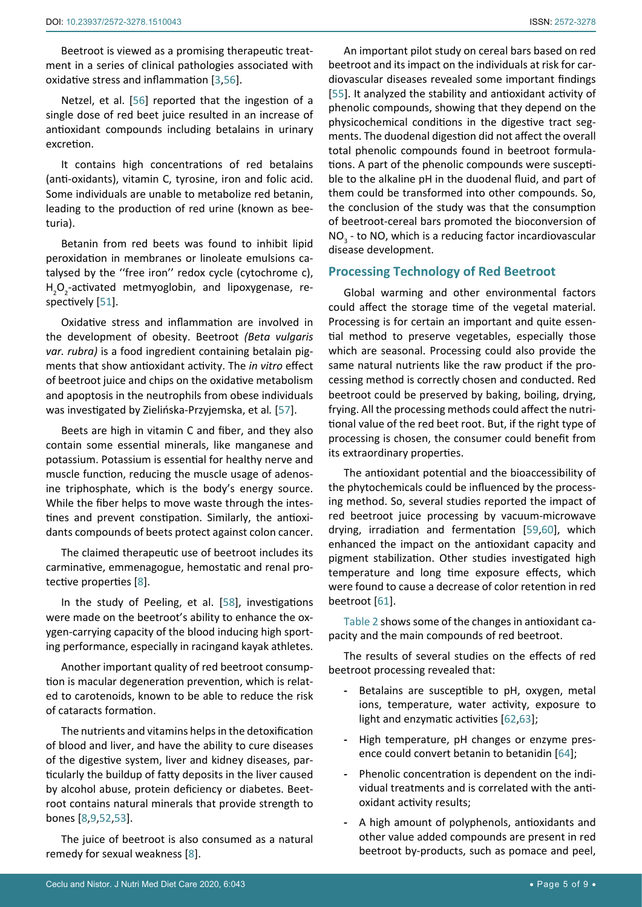Beetroot is viewed as a promising therapeutic treatment in a series of clinical pathologies associated with oxidative stress and inflammation [3,56].

Netzel, et al. [56] reported that the ingestion of a single dose of red beet juice resulted in an increase of antioxidant compounds including betalains in urinary excretion.

It contains high concentrations of red betalains (anti-oxidants), vitamin C, tyrosine, iron and folic acid. Some individuals are unable to metabolize red betanin, leading to the production of red urine (known as beeturia).

Betanin from red beets was found to inhibit lipid peroxidation in membranes or linoleate emulsions catalysed by the ''free iron'' redox cycle (cytochrome c), $H_2O_2$-activated metmyoglobin, and lipoxygenase, respectively [51].

Oxidative stress and inflammation are involved in the development of obesity. Beetroot *(Beta vulgaris var. rubra)* is a food ingredient containing betalain pigments that show antioxidant activity. The *in vitro* effect of beetroot juice and chips on the oxidative metabolism and apoptosis in the neutrophils from obese individuals was investigated by Zielińska-Przyjemska, et al*.* [57].

Beets are high in vitamin C and fiber, and they also contain some essential minerals, like manganese and potassium. Potassium is essential for healthy nerve and muscle function, reducing the muscle usage of adenosine triphosphate, which is the body's energy source. While the fiber helps to move waste through the intestines and prevent constipation. Similarly, the antioxidants compounds of beets protect against colon cancer.

The claimed therapeutic use of beetroot includes its carminative, emmenagogue, hemostatic and renal protective properties [8].

In the study of Peeling, et al. [58], investigations were made on the beetroot's ability to enhance the oxygen-carrying capacity of the blood inducing high sporting performance, especially in racingand kayak athletes.

Another important quality of red beetroot consumption is macular degeneration prevention, which is related to carotenoids, known to be able to reduce the risk of cataracts formation.

The nutrients and vitamins helps in the detoxification of blood and liver, and have the ability to cure diseases of the digestive system, liver and kidney diseases, particularly the buildup of fatty deposits in the liver caused by alcohol abuse, protein deficiency or diabetes. Beetroot contains natural minerals that provide strength to bones [8,9,52,53].

The juice of beetroot is also consumed as a natural remedy for sexual weakness [8].

An important pilot study on cereal bars based on red beetroot and its impact on the individuals at risk for cardiovascular diseases revealed some important findings [55]. It analyzed the stability and antioxidant activity of phenolic compounds, showing that they depend on the physicochemical conditions in the digestive tract segments. The duodenal digestion did not affect the overall total phenolic compounds found in beetroot formulations. A part of the phenolic compounds were susceptible to the alkaline pH in the duodenal fluid, and part of them could be transformed into other compounds. So, the conclusion of the study was that the consumption of beetroot-cereal bars promoted the bioconversion of $NO_3$ - to NO, which is a reducing factor incardiovascular disease development.

## Processing Technology of Red Beetroot

Global warming and other environmental factors could affect the storage time of the vegetal material. Processing is for certain an important and quite essential method to preserve vegetables, especially those which are seasonal. Processing could also provide the same natural nutrients like the raw product if the processing method is correctly chosen and conducted. Red beetroot could be preserved by baking, boiling, drying, frying. All the processing methods could affect the nutritional value of the red beet root. But, if the right type of processing is chosen, the consumer could benefit from its extraordinary properties.

The antioxidant potential and the bioaccessibility of the phytochemicals could be influenced by the processing method. So, several studies reported the impact of red beetroot juice processing by vacuum-microwave drying, irradiation and fermentation [59,60], which enhanced the impact on the antioxidant capacity and pigment stabilization. Other studies investigated high temperature and long time exposure effects, which were found to cause a decrease of color retention in red beetroot [61].

Table 2 shows some of the changes in antioxidant capacity and the main compounds of red beetroot.

The results of several studies on the effects of red beetroot processing revealed that:

- Betalains are susceptible to pH, oxygen, metal ions, temperature, water activity, exposure to light and enzymatic activities [62,63];
- High temperature, pH changes or enzyme presence could convert betanin to betanidin [64];
- Phenolic concentration is dependent on the individual treatments and is correlated with the antioxidant activity results;
- A high amount of polyphenols, antioxidants and other value added compounds are present in red beetroot by-products, such as pomace and peel,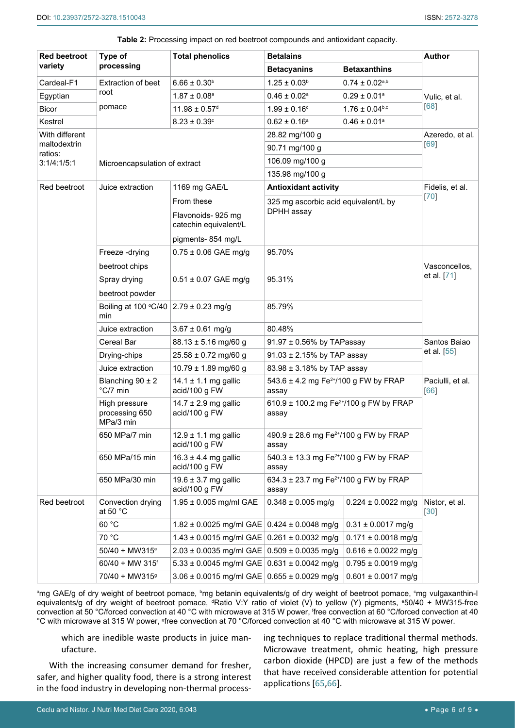**Table 2:** Processing impact on red beetroot compounds and antioxidant capacity.

| Red beetroot variety | Type of processing | Total phenolics | Betalains | | Author |
|---|---|---|---|---|---|
| | | | Betacyanins | Betaxanthins | |
| Cardeal-F1 | Extraction of beet root pomace | 6.66 ± 0.30[b] | 1.25 ± 0.03[b] | 0.74 ± 0.02[a,b] | Vulic, et al. [68] |
| Egyptian | | 1.87 ± 0.08[a] | 0.46 ± 0.02[a] | 0.29 ± 0.01[a] | |
| Bicor | | 11.98 ± 0.57[d] | 1.99 ± 0.16[c] | 1.76 ± 0.04[b,c] | |
| Kestrel | | 8.23 ± 0.39[c] | 0.62 ± 0.16[a] | 0.46 ± 0.01[a] | |
| With different maltodextrin ratios: 3:1/4:1/5:1 | Microencapsulation of extract | | 28.82 mg/100 g | | Azeredo, et al. [69] |
| | | | 90.71 mg/100 g | | |
| | | | 106.09 mg/100 g | | |
| | | | 135.98 mg/100 g | | |
| Red beetroot | Juice extraction | 1169 mg GAE/L From these Flavonoids- 925 mg catechin equivalent/L pigments- 854 mg/L | **Antioxidant activity** 325 mg ascorbic acid equivalent/L by DPHH assay | | Fidelis, et al. [70] |
| | Freeze -drying beetroot chips | 0.75 ± 0.06 GAE mg/g | 95.70% | | Vasconcellos, et al. [71] |
| | Spray drying beetroot powder | 0.51 ± 0.07 GAE mg/g | 95.31% | | |
| | Boiling at 100 °C/40 min | 2.79 ± 0.23 mg/g | 85.79% | | |
| | Juice extraction | 3.67 ± 0.61 mg/g | 80.48% | | |
| | Cereal Bar | 88.13 ± 5.16 mg/60 g | 91.97 ± 0.56% by TAPassay | | Santos Baiao et al. [55] |
| | Drying-chips | 25.58 ± 0.72 mg/60 g | 91.03 ± 2.15% by TAP assay | | |
| | Juice extraction | 10.79 ± 1.89 mg/60 g | 83.98 ± 3.18% by TAP assay | | |
| | Blanching 90 ± 2 °C/7 min | 14.1 ± 1.1 mg gallic acid/100 g FW | 543.6 ± 4.2 mg $Fe^{2+}$/100 g FW by FRAP assay | | Paciulli, et al. [66] |
| | High pressure processing 650 MPa/3 min | 14.7 ± 2.9 mg gallic acid/100 g FW | 610.9 ± 100.2 mg $Fe^{2+}$/100 g FW by FRAP assay | | |
| | 650 MPa/7 min | 12.9 ± 1.1 mg gallic acid/100 g FW | 490.9 ± 28.6 mg $Fe^{2+}$/100 g FW by FRAP assay | | |
| | 650 MPa/15 min | 16.3 ± 4.4 mg gallic acid/100 g FW | 540.3 ± 13.3 mg $Fe^{2+}$/100 g FW by FRAP assay | | |
| | 650 MPa/30 min | 19.6 ± 3.7 mg gallic acid/100 g FW | 634.3 ± 23.7 mg $Fe^{2+}$/100 g FW by FRAP assay | | |
| Red beetroot | Convection drying at 50 °C | 1.95 ± 0.005 mg/ml GAE | 0.348 ± 0.005 mg/g | 0.224 ± 0.0022 mg/g | Nistor, et al. [30] |
| | 60 °C | 1.82 ± 0.0025 mg/ml GAE | 0.424 ± 0.0048 mg/g | 0.31 ± 0.0017 mg/g | |
| | 70 °C | 1.43 ± 0.0015 mg/ml GAE | 0.261 ± 0.0032 mg/g | 0.171 ± 0.0018 mg/g | |
| | 50/40 + MW315[e] | 2.03 ± 0.0035 mg/ml GAE | 0.509 ± 0.0035 mg/g | 0.616 ± 0.0022 mg/g | |
| | 60/40 + MW 315[f] | 5.33 ± 0.0045 mg/ml GAE | 0.631 ± 0.0042 mg/g | 0.795 ± 0.0019 mg/g | |
| | 70/40 + MW315[g] | 3.06 ± 0.0015 mg/ml GAE | 0.655 ± 0.0029 mg/g | 0.601 ± 0.0017 mg/g | |

[a]mg GAE/g of dry weight of beetroot pomace, [b]mg betanin equivalents/g of dry weight of beetroot pomace, [c]mg vulgaxanthin-I equivalents/g of dry weight of beetroot pomace, [d]Ratio V:Y ratio of violet (V) to yellow (Y) pigments, [e]50/40 + MW315-free convection at 50 °C/forced convection at 40 °C with microwave at 315 W power, [f]free convection at 60 °C/forced convection at 40 °C with microwave at 315 W power, [g]free convection at 70 °C/forced convection at 40 °C with microwave at 315 W power.

which are inedible waste products in juice manufacture.

With the increasing consumer demand for fresher, safer, and higher quality food, there is a strong interest in the food industry in developing non-thermal processing techniques to replace traditional thermal methods. Microwave treatment, ohmic heating, high pressure carbon dioxide (HPCD) are just a few of the methods that have received considerable attention for potential applications [65,66].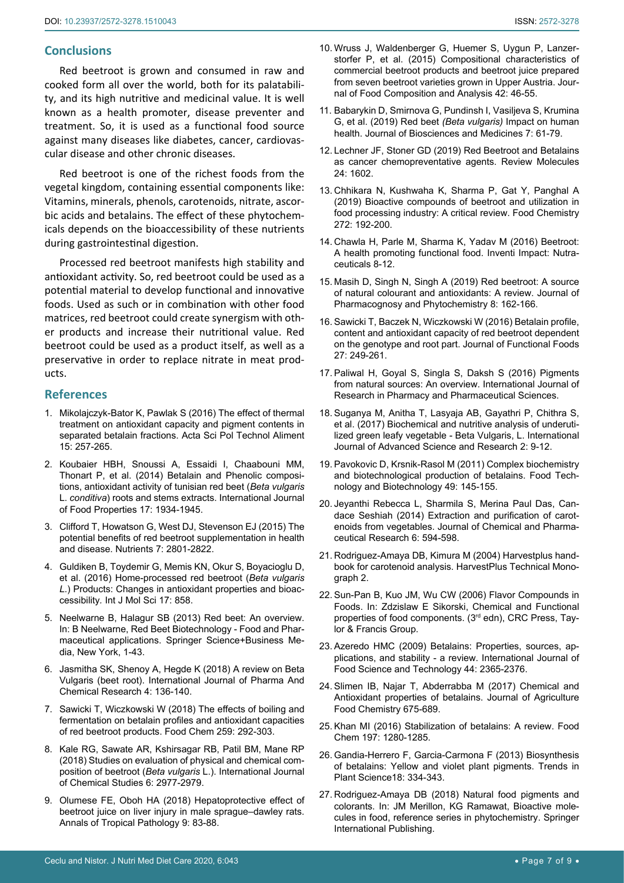## Conclusions

Red beetroot is grown and consumed in raw and cooked form all over the world, both for its palatability, and its high nutritive and medicinal value. It is well known as a health promoter, disease preventer and treatment. So, it is used as a functional food source against many diseases like diabetes, cancer, cardiovascular disease and other chronic diseases.

Red beetroot is one of the richest foods from the vegetal kingdom, containing essential components like: Vitamins, minerals, phenols, carotenoids, nitrate, ascorbic acids and betalains. The effect of these phytochemicals depends on the bioaccessibility of these nutrients during gastrointestinal digestion.

Processed red beetroot manifests high stability and antioxidant activity. So, red beetroot could be used as a potential material to develop functional and innovative foods. Used as such or in combination with other food matrices, red beetroot could create synergism with other products and increase their nutritional value. Red beetroot could be used as a product itself, as well as a preservative in order to replace nitrate in meat products.

## References

1. Mikolajczyk-Bator K, Pawlak S (2016) The effect of thermal treatment on antioxidant capacity and pigment contents in separated betalain fractions. Acta Sci Pol Technol Aliment 15: 257-265.
2. Koubaier HBH, Snoussi A, Essaidi I, Chaabouni MM, Thonart P, et al. (2014) Betalain and Phenolic compositions, antioxidant activity of tunisian red beet (*Beta vulgaris* L. *conditiva*) roots and stems extracts. International Journal of Food Properties 17: 1934-1945.
3. Clifford T, Howatson G, West DJ, Stevenson EJ (2015) The potential benefits of red beetroot supplementation in health and disease. Nutrients 7: 2801-2822.
4. Guldiken B, Toydemir G, Memis KN, Okur S, Boyacioglu D, et al. (2016) Home-processed red beetroot (*Beta vulgaris L.*) Products: Changes in antioxidant properties and bioaccessibility. Int J Mol Sci 17: 858.
5. Neelwarne B, Halagur SB (2013) Red beet: An overview. In: B Neelwarne, Red Beet Biotechnology - Food and Pharmaceutical applications. Springer Science+Business Media, New York, 1-43.
6. Jasmitha SK, Shenoy A, Hegde K (2018) A review on Beta Vulgaris (beet root). International Journal of Pharma And Chemical Research 4: 136-140.
7. Sawicki T, Wiczkowski W (2018) The effects of boiling and fermentation on betalain profiles and antioxidant capacities of red beetroot products. Food Chem 259: 292-303.
8. Kale RG, Sawate AR, Kshirsagar RB, Patil BM, Mane RP (2018) Studies on evaluation of physical and chemical composition of beetroot (*Beta vulgaris* L.). International Journal of Chemical Studies 6: 2977-2979.
9. Olumese FE, Oboh HA (2018) Hepatoprotective effect of beetroot juice on liver injury in male sprague–dawley rats. Annals of Tropical Pathology 9: 83-88.
10. Wruss J, Waldenberger G, Huemer S, Uygun P, Lanzerstorfer P, et al. (2015) Compositional characteristics of commercial beetroot products and beetroot juice prepared from seven beetroot varieties grown in Upper Austria. Journal of Food Composition and Analysis 42: 46-55.
11. Babarykin D, Smirnova G, Pundinsh I, Vasiljeva S, Krumina G, et al. (2019) Red beet *(Beta vulgaris)* Impact on human health. Journal of Biosciences and Medicines 7: 61-79.
12. Lechner JF, Stoner GD (2019) Red Beetroot and Betalains as cancer chemopreventative agents. Review Molecules 24: 1602.
13. Chhikara N, Kushwaha K, Sharma P, Gat Y, Panghal A (2019) Bioactive compounds of beetroot and utilization in food processing industry: A critical review. Food Chemistry 272: 192-200.
14. Chawla H, Parle M, Sharma K, Yadav M (2016) Beetroot: A health promoting functional food. Inventi Impact: Nutraceuticals 8-12.
15. Masih D, Singh N, Singh A (2019) Red beetroot: A source of natural colourant and antioxidants: A review. Journal of Pharmacognosy and Phytochemistry 8: 162-166.
16. Sawicki T, Baczek N, Wiczkowski W (2016) Betalain profile, content and antioxidant capacity of red beetroot dependent on the genotype and root part. Journal of Functional Foods 27: 249-261.
17. Paliwal H, Goyal S, Singla S, Daksh S (2016) Pigments from natural sources: An overview. International Journal of Research in Pharmacy and Pharmaceutical Sciences.
18. Suganya M, Anitha T, Lasyaja AB, Gayathri P, Chithra S, et al. (2017) Biochemical and nutritive analysis of underutilized green leafy vegetable - Beta Vulgaris, L. International Journal of Advanced Science and Research 2: 9-12.
19. Pavokovic D, Krsnik-Rasol M (2011) Complex biochemistry and biotechnological production of betalains. Food Technology and Biotechnology 49: 145-155.
20. Jeyanthi Rebecca L, Sharmila S, Merina Paul Das, Candace Seshiah (2014) Extraction and purification of carotenoids from vegetables. Journal of Chemical and Pharmaceutical Research 6: 594-598.
21. Rodriguez-Amaya DB, Kimura M (2004) Harvestplus handbook for carotenoid analysis. HarvestPlus Technical Monograph 2.
22. Sun-Pan B, Kuo JM, Wu CW (2006) Flavor Compounds in Foods. In: Zdzislaw E Sikorski, Chemical and Functional properties of food components. (3rd edn), CRC Press, Taylor & Francis Group.
23. Azeredo HMC (2009) Betalains: Properties, sources, applications, and stability - a review. International Journal of Food Science and Technology 44: 2365-2376.
24. Slimen IB, Najar T, Abderrabba M (2017) Chemical and Antioxidant properties of betalains. Journal of Agriculture Food Chemistry 675-689.
25. Khan MI (2016) Stabilization of betalains: A review. Food Chem 197: 1280-1285.
26. Gandia-Herrero F, Garcia-Carmona F (2013) Biosynthesis of betalains: Yellow and violet plant pigments. Trends in Plant Science18: 334-343.
27. Rodriguez-Amaya DB (2018) Natural food pigments and colorants. In: JM Merillon, KG Ramawat, Bioactive molecules in food, reference series in phytochemistry. Springer International Publishing.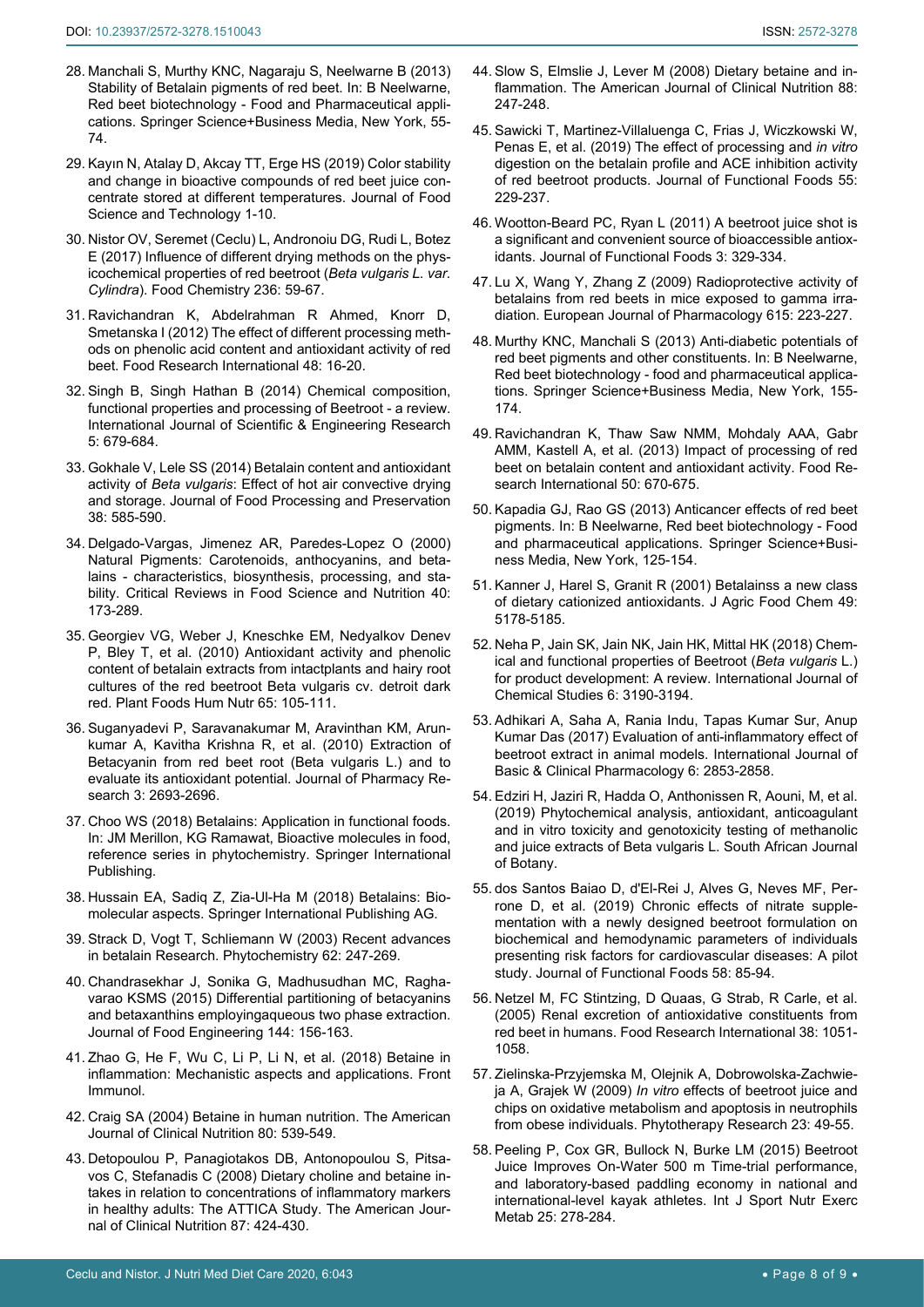28. Manchali S, Murthy KNC, Nagaraju S, Neelwarne B (2013) Stability of Betalain pigments of red beet. In: B Neelwarne, Red beet biotechnology - Food and Pharmaceutical applications. Springer Science+Business Media, New York, 55-74.

29. Kayın N, Atalay D, Akcay TT, Erge HS (2019) Color stability and change in bioactive compounds of red beet juice concentrate stored at different temperatures. Journal of Food Science and Technology 1-10.

30. Nistor OV, Seremet (Ceclu) L, Andronoiu DG, Rudi L, Botez E (2017) Influence of different drying methods on the physicochemical properties of red beetroot (*Beta vulgaris L. var. Cylindra*). Food Chemistry 236: 59-67.

31. Ravichandran K, Abdelrahman R Ahmed, Knorr D, Smetanska I (2012) The effect of different processing methods on phenolic acid content and antioxidant activity of red beet. Food Research International 48: 16-20.

32. Singh B, Singh Hathan B (2014) Chemical composition, functional properties and processing of Beetroot - a review. International Journal of Scientific & Engineering Research 5: 679-684.

33. Gokhale V, Lele SS (2014) Betalain content and antioxidant activity of *Beta vulgaris*: Effect of hot air convective drying and storage. Journal of Food Processing and Preservation 38: 585-590.

34. Delgado-Vargas, Jimenez AR, Paredes-Lopez O (2000) Natural Pigments: Carotenoids, anthocyanins, and betalains - characteristics, biosynthesis, processing, and stability. Critical Reviews in Food Science and Nutrition 40: 173-289.

35. Georgiev VG, Weber J, Kneschke EM, Nedyalkov Denev P, Bley T, et al. (2010) Antioxidant activity and phenolic content of betalain extracts from intactplants and hairy root cultures of the red beetroot Beta vulgaris cv. detroit dark red. Plant Foods Hum Nutr 65: 105-111.

36. Suganyadevi P, Saravanakumar M, Aravinthan KM, Arunkumar A, Kavitha Krishna R, et al. (2010) Extraction of Betacyanin from red beet root (Beta vulgaris L.) and to evaluate its antioxidant potential. Journal of Pharmacy Research 3: 2693-2696.

37. Choo WS (2018) Betalains: Application in functional foods. In: JM Merillon, KG Ramawat, Bioactive molecules in food, reference series in phytochemistry. Springer International Publishing.

38. Hussain EA, Sadiq Z, Zia-Ul-Ha M (2018) Betalains: Biomolecular aspects. Springer International Publishing AG.

39. Strack D, Vogt T, Schliemann W (2003) Recent advances in betalain Research. Phytochemistry 62: 247-269.

40. Chandrasekhar J, Sonika G, Madhusudhan MC, Raghavarao KSMS (2015) Differential partitioning of betacyanins and betaxanthins employingaqueous two phase extraction. Journal of Food Engineering 144: 156-163.

41. Zhao G, He F, Wu C, Li P, Li N, et al. (2018) Betaine in inflammation: Mechanistic aspects and applications. Front Immunol.

42. Craig SA (2004) Betaine in human nutrition. The American Journal of Clinical Nutrition 80: 539-549.

43. Detopoulou P, Panagiotakos DB, Antonopoulou S, Pitsavos C, Stefanadis C (2008) Dietary choline and betaine intakes in relation to concentrations of inflammatory markers in healthy adults: The ATTICA Study. The American Journal of Clinical Nutrition 87: 424-430.

44. Slow S, Elmslie J, Lever M (2008) Dietary betaine and inflammation. The American Journal of Clinical Nutrition 88: 247-248.

45. Sawicki T, Martinez-Villaluenga C, Frias J, Wiczkowski W, Penas E, et al. (2019) The effect of processing and *in vitro* digestion on the betalain profile and ACE inhibition activity of red beetroot products. Journal of Functional Foods 55: 229-237.

46. Wootton-Beard PC, Ryan L (2011) A beetroot juice shot is a significant and convenient source of bioaccessible antioxidants. Journal of Functional Foods 3: 329-334.

47. Lu X, Wang Y, Zhang Z (2009) Radioprotective activity of betalains from red beets in mice exposed to gamma irradiation. European Journal of Pharmacology 615: 223-227.

48. Murthy KNC, Manchali S (2013) Anti-diabetic potentials of red beet pigments and other constituents. In: B Neelwarne, Red beet biotechnology - food and pharmaceutical applications. Springer Science+Business Media, New York, 155-174.

49. Ravichandran K, Thaw Saw NMM, Mohdaly AAA, Gabr AMM, Kastell A, et al. (2013) Impact of processing of red beet on betalain content and antioxidant activity. Food Research International 50: 670-675.

50. Kapadia GJ, Rao GS (2013) Anticancer effects of red beet pigments. In: B Neelwarne, Red beet biotechnology - Food and pharmaceutical applications. Springer Science+Business Media, New York, 125-154.

51. Kanner J, Harel S, Granit R (2001) Betalainss a new class of dietary cationized antioxidants. J Agric Food Chem 49: 5178-5185.

52. Neha P, Jain SK, Jain NK, Jain HK, Mittal HK (2018) Chemical and functional properties of Beetroot (*Beta vulgaris* L.) for product development: A review. International Journal of Chemical Studies 6: 3190-3194.

53. Adhikari A, Saha A, Rania Indu, Tapas Kumar Sur, Anup Kumar Das (2017) Evaluation of anti-inflammatory effect of beetroot extract in animal models. International Journal of Basic & Clinical Pharmacology 6: 2853-2858.

54. Edziri H, Jaziri R, Hadda O, Anthonissen R, Aouni, M, et al. (2019) Phytochemical analysis, antioxidant, anticoagulant and in vitro toxicity and genotoxicity testing of methanolic and juice extracts of Beta vulgaris L. South African Journal of Botany.

55. dos Santos Baiao D, d'El-Rei J, Alves G, Neves MF, Perrone D, et al. (2019) Chronic effects of nitrate supplementation with a newly designed beetroot formulation on biochemical and hemodynamic parameters of individuals presenting risk factors for cardiovascular diseases: A pilot study. Journal of Functional Foods 58: 85-94.

56. Netzel M, FC Stintzing, D Quaas, G Strab, R Carle, et al. (2005) Renal excretion of antioxidative constituents from red beet in humans. Food Research International 38: 1051-1058.

57. Zielinska-Przyjemska M, Olejnik A, Dobrowolska-Zachwieja A, Grajek W (2009) *In vitro* effects of beetroot juice and chips on oxidative metabolism and apoptosis in neutrophils from obese individuals. Phytotherapy Research 23: 49-55.

58. Peeling P, Cox GR, Bullock N, Burke LM (2015) Beetroot Juice Improves On-Water 500 m Time-trial performance, and laboratory-based paddling economy in national and international-level kayak athletes. Int J Sport Nutr Exerc Metab 25: 278-284.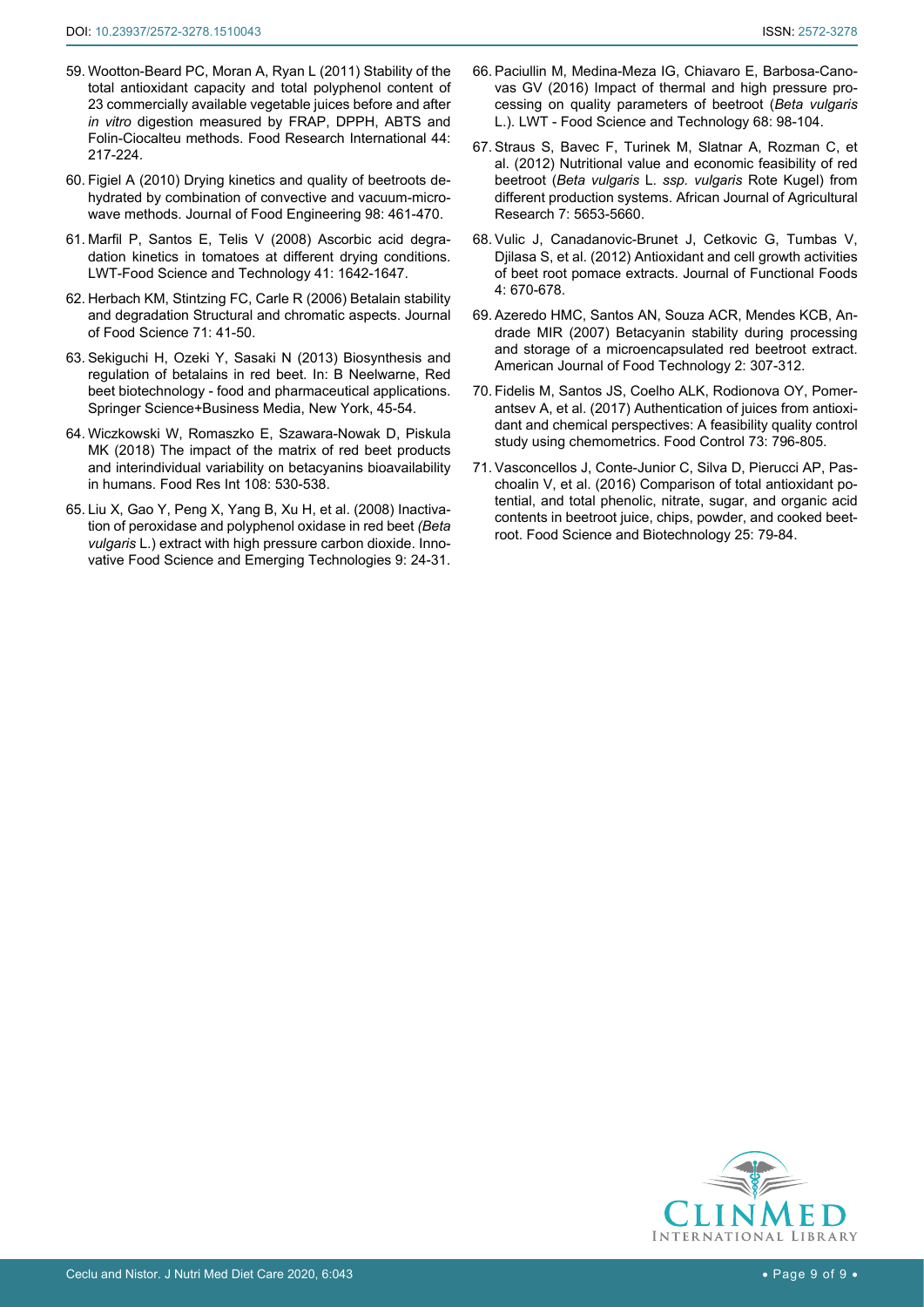59. Wootton-Beard PC, Moran A, Ryan L (2011) Stability of the total antioxidant capacity and total polyphenol content of 23 commercially available vegetable juices before and after *in vitro* digestion measured by FRAP, DPPH, ABTS and Folin-Ciocalteu methods. Food Research International 44: 217-224.

60. Figiel A (2010) Drying kinetics and quality of beetroots dehydrated by combination of convective and vacuum-microwave methods. Journal of Food Engineering 98: 461-470.

61. Marfil P, Santos E, Telis V (2008) Ascorbic acid degradation kinetics in tomatoes at different drying conditions. LWT-Food Science and Technology 41: 1642-1647.

62. Herbach KM, Stintzing FC, Carle R (2006) Betalain stability and degradation Structural and chromatic aspects. Journal of Food Science 71: 41-50.

63. Sekiguchi H, Ozeki Y, Sasaki N (2013) Biosynthesis and regulation of betalains in red beet. In: B Neelwarne, Red beet biotechnology - food and pharmaceutical applications. Springer Science+Business Media, New York, 45-54.

64. Wiczkowski W, Romaszko E, Szawara-Nowak D, Piskula MK (2018) The impact of the matrix of red beet products and interindividual variability on betacyanins bioavailability in humans. Food Res Int 108: 530-538.

65. Liu X, Gao Y, Peng X, Yang B, Xu H, et al. (2008) Inactivation of peroxidase and polyphenol oxidase in red beet *(Beta vulgaris* L.) extract with high pressure carbon dioxide. Innovative Food Science and Emerging Technologies 9: 24-31.

66. Paciullin M, Medina-Meza IG, Chiavaro E, Barbosa-Canovas GV (2016) Impact of thermal and high pressure processing on quality parameters of beetroot (*Beta vulgaris* L.). LWT - Food Science and Technology 68: 98-104.

67. Straus S, Bavec F, Turinek M, Slatnar A, Rozman C, et al. (2012) Nutritional value and economic feasibility of red beetroot (*Beta vulgaris* L. *ssp. vulgaris* Rote Kugel) from different production systems. African Journal of Agricultural Research 7: 5653-5660.

68. Vulic J, Canadanovic-Brunet J, Cetkovic G, Tumbas V, Djilasa S, et al. (2012) Antioxidant and cell growth activities of beet root pomace extracts. Journal of Functional Foods 4: 670-678.

69. Azeredo HMC, Santos AN, Souza ACR, Mendes KCB, Andrade MIR (2007) Betacyanin stability during processing and storage of a microencapsulated red beetroot extract. American Journal of Food Technology 2: 307-312.

70. Fidelis M, Santos JS, Coelho ALK, Rodionova OY, Pomerantsev A, et al. (2017) Authentication of juices from antioxidant and chemical perspectives: A feasibility quality control study using chemometrics. Food Control 73: 796-805.

71. Vasconcellos J, Conte-Junior C, Silva D, Pierucci AP, Paschoalin V, et al. (2016) Comparison of total antioxidant potential, and total phenolic, nitrate, sugar, and organic acid contents in beetroot juice, chips, powder, and cooked beetroot. Food Science and Biotechnology 25: 79-84.